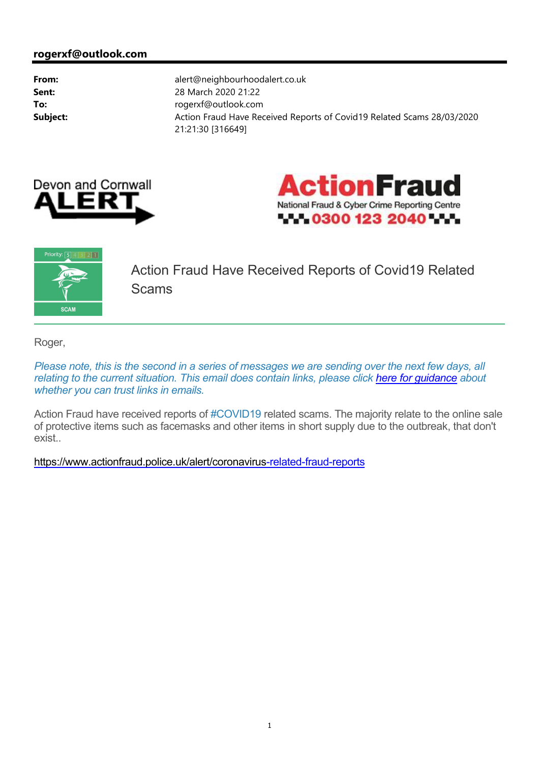**rogerxf@outlook.com**

| | |
|---|---|
| **From:** | alert@neighbourhoodalert.co.uk |
| **Sent:** | 28 March 2020 21:22 |
| **To:** | rogerxf@outlook.com |
| **Subject:** | Action Fraud Have Received Reports of Covid19 Related Scams 28/03/2020 21:21:30 [316649] |

Devon and Cornwall ALERT

ActionFraud
National Fraud & Cyber Crime Reporting Centre
0300 123 2040

Priority: 5 4 3 2 1

SCAM

## Action Fraud Have Received Reports of Covid19 Related Scams

Roger,

*Please note, this is the second in a series of messages we are sending over the next few days, all relating to the current situation. This email does contain links, please click here for guidance about whether you can trust links in emails.*

Action Fraud have received reports of #COVID19 related scams. The majority relate to the online sale of protective items such as facemasks and other items in short supply due to the outbreak, that don't exist..

https://www.actionfraud.police.uk/alert/coronavirus-related-fraud-reports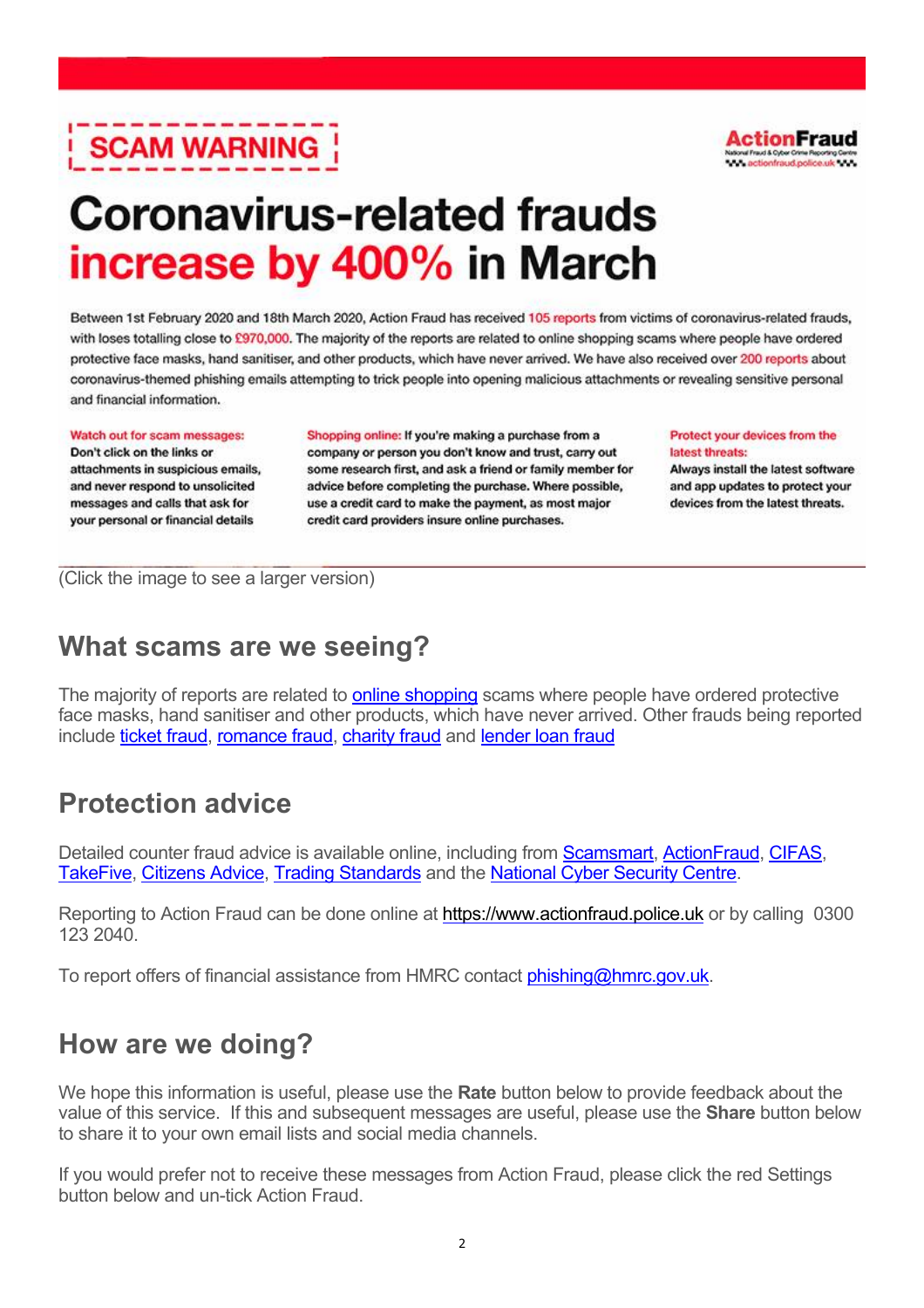SCAM WARNING

ActionFraud
National Fraud & Cyber Crime Reporting Centre
actionfraud.police.uk

# Coronavirus-related frauds increase by 400% in March

Between 1st February 2020 and 18th March 2020, Action Fraud has received 105 reports from victims of coronavirus-related frauds, with loses totalling close to £970,000. The majority of the reports are related to online shopping scams where people have ordered protective face masks, hand sanitiser, and other products, which have never arrived. We have also received over 200 reports about coronavirus-themed phishing emails attempting to trick people into opening malicious attachments or revealing sensitive personal and financial information.

**Watch out for scam messages:** Don't click on the links or attachments in suspicious emails, and never respond to unsolicited messages and calls that ask for your personal or financial details

**Shopping online:** If you're making a purchase from a company or person you don't know and trust, carry out some research first, and ask a friend or family member for advice before completing the purchase. Where possible, use a credit card to make the payment, as most major credit card providers insure online purchases.

**Protect your devices from the latest threats:** Always install the latest software and app updates to protect your devices from the latest threats.

(Click the image to see a larger version)

## What scams are we seeing?

The majority of reports are related to online shopping scams where people have ordered protective face masks, hand sanitiser and other products, which have never arrived. Other frauds being reported include ticket fraud, romance fraud, charity fraud and lender loan fraud

## Protection advice

Detailed counter fraud advice is available online, including from Scamsmart, ActionFraud, CIFAS, TakeFive, Citizens Advice, Trading Standards and the National Cyber Security Centre.

Reporting to Action Fraud can be done online at https://www.actionfraud.police.uk or by calling 0300 123 2040.

To report offers of financial assistance from HMRC contact phishing@hmrc.gov.uk.

## How are we doing?

We hope this information is useful, please use the **Rate** button below to provide feedback about the value of this service. If this and subsequent messages are useful, please use the **Share** button below to share it to your own email lists and social media channels.

If you would prefer not to receive these messages from Action Fraud, please click the red Settings button below and un-tick Action Fraud.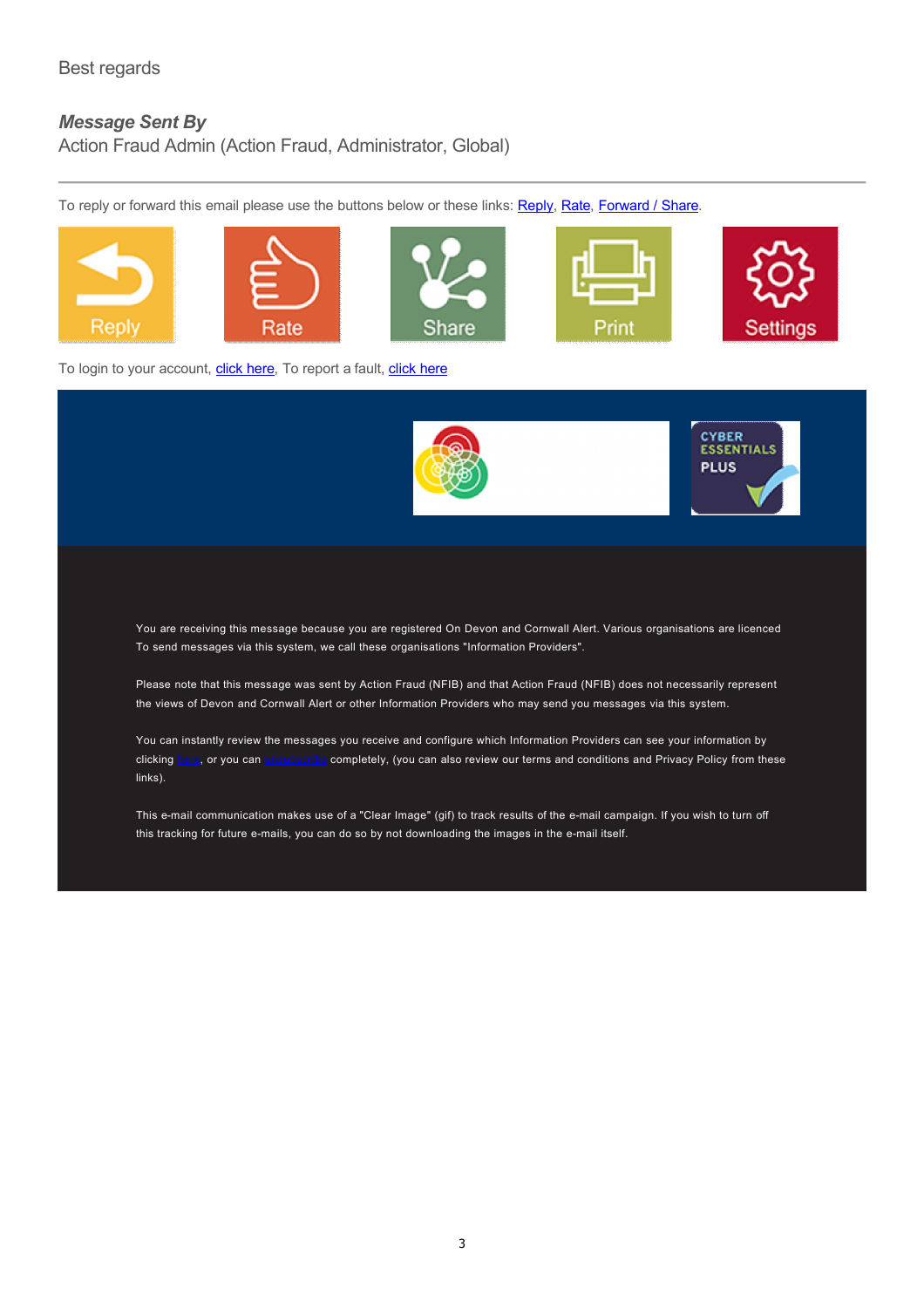Best regards

***Message Sent By***
Action Fraud Admin (Action Fraud, Administrator, Global)

---

To reply or forward this email please use the buttons below or these links: Reply, Rate, Forward / Share.

Reply Rate Share Print Settings

To login to your account, click here, To report a fault, click here

CYBER ESSENTIALS PLUS

You are receiving this message because you are registered On Devon and Cornwall Alert. Various organisations are licenced To send messages via this system, we call these organisations "Information Providers".

Please note that this message was sent by Action Fraud (NFIB) and that Action Fraud (NFIB) does not necessarily represent the views of Devon and Cornwall Alert or other Information Providers who may send you messages via this system.

You can instantly review the messages you receive and configure which Information Providers can see your information by clicking here, or you can unsubscribe completely, (you can also review our terms and conditions and Privacy Policy from these links).

This e-mail communication makes use of a "Clear Image" (gif) to track results of the e-mail campaign. If you wish to turn off this tracking for future e-mails, you can do so by not downloading the images in the e-mail itself.